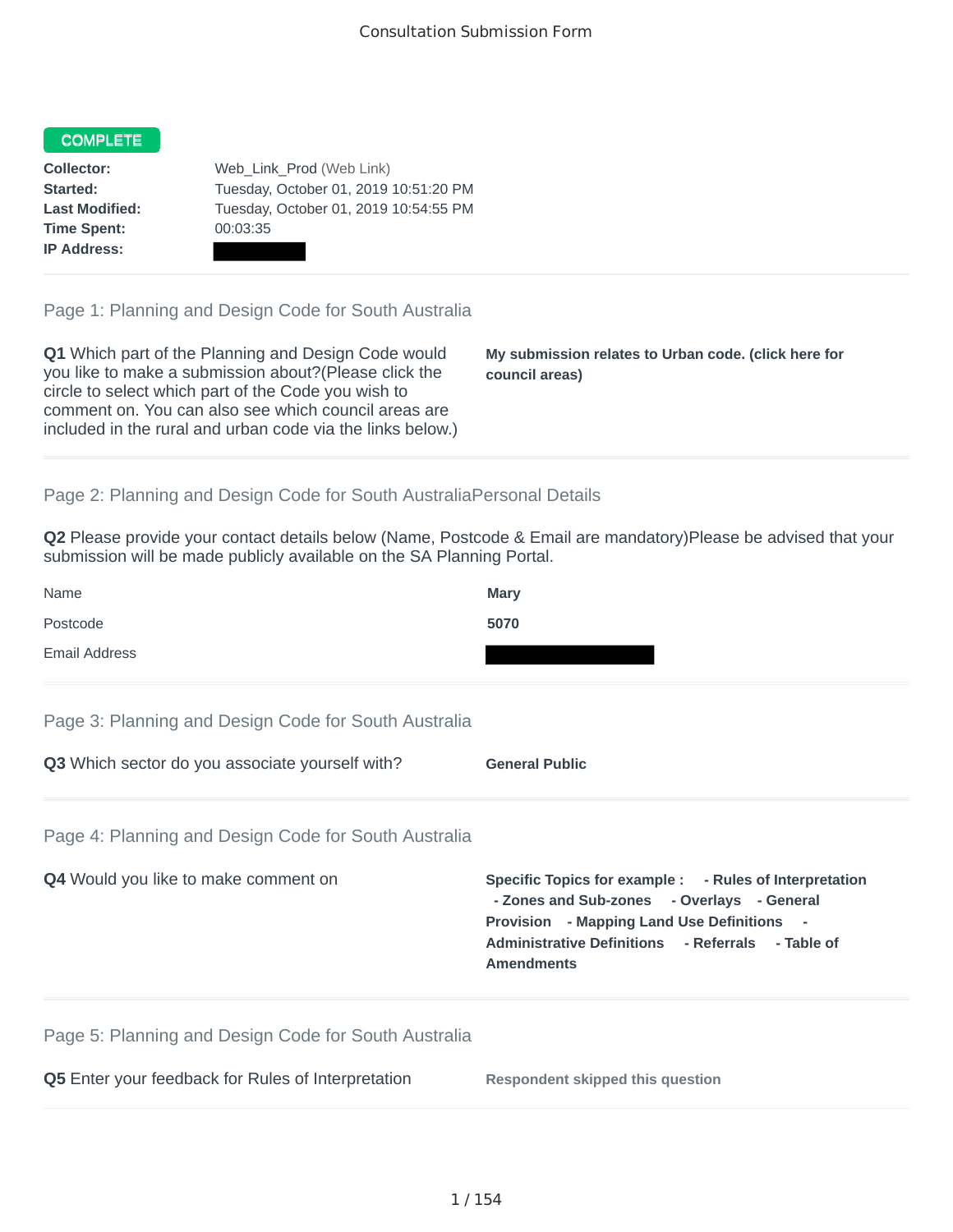# Consultation Submission Form

**COMPLETE**

**Collector:** Web_Link_Prod (Web Link)
**Started:** Tuesday, October 01, 2019 10:51:20 PM
**Last Modified:** Tuesday, October 01, 2019 10:54:55 PM
**Time Spent:** 00:03:35
**IP Address:**

## Page 1: Planning and Design Code for South Australia

**Q1** Which part of the Planning and Design Code would you like to make a submission about?(Please click the circle to select which part of the Code you wish to comment on. You can also see which council areas are included in the rural and urban code via the links below.)

**My submission relates to Urban code. (click here for council areas)**

## Page 2: Planning and Design Code for South AustraliaPersonal Details

**Q2** Please provide your contact details below (Name, Postcode & Email are mandatory)Please be advised that your submission will be made publicly available on the SA Planning Portal.

Name **Mary**

Postcode **5070**

Email Address

## Page 3: Planning and Design Code for South Australia

**Q3** Which sector do you associate yourself with? **General Public**

## Page 4: Planning and Design Code for South Australia

**Q4** Would you like to make comment on

**Specific Topics for example : - Rules of Interpretation - Zones and Sub-zones - Overlays - General Provision - Mapping Land Use Definitions - Administrative Definitions - Referrals - Table of Amendments**

## Page 5: Planning and Design Code for South Australia

**Q5** Enter your feedback for Rules of Interpretation **Respondent skipped this question**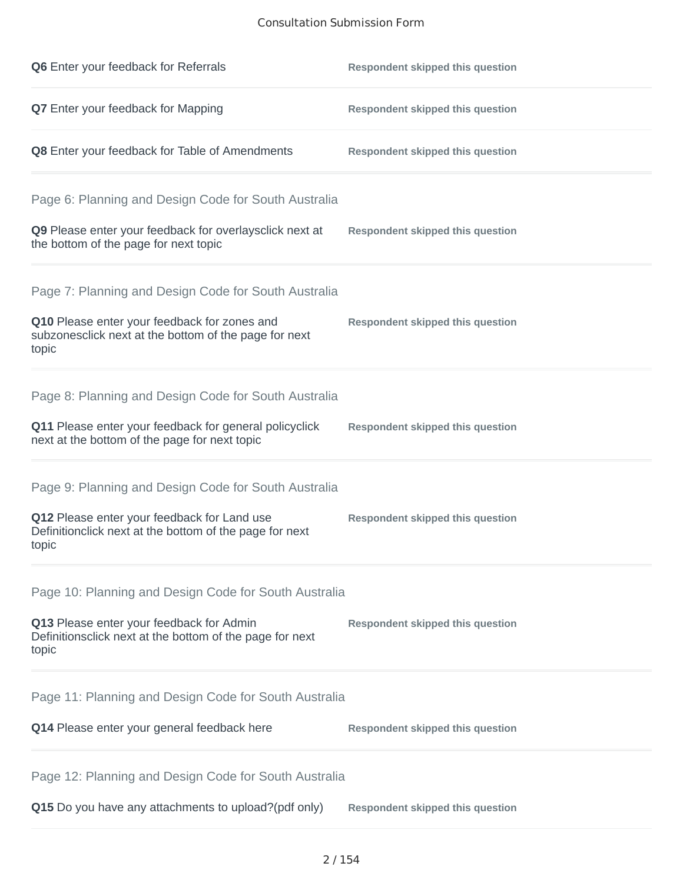**Q6** Enter your feedback for Referrals — **Respondent skipped this question**

**Q7** Enter your feedback for Mapping — **Respondent skipped this question**

**Q8** Enter your feedback for Table of Amendments — **Respondent skipped this question**

## Page 6: Planning and Design Code for South Australia

**Q9** Please enter your feedback for overlaysclick next at the bottom of the page for next topic — **Respondent skipped this question**

## Page 7: Planning and Design Code for South Australia

**Q10** Please enter your feedback for zones and subzonesclick next at the bottom of the page for next topic — **Respondent skipped this question**

## Page 8: Planning and Design Code for South Australia

**Q11** Please enter your feedback for general policyclick next at the bottom of the page for next topic — **Respondent skipped this question**

## Page 9: Planning and Design Code for South Australia

**Q12** Please enter your feedback for Land use Definitionclick next at the bottom of the page for next topic — **Respondent skipped this question**

## Page 10: Planning and Design Code for South Australia

**Q13** Please enter your feedback for Admin Definitionsclick next at the bottom of the page for next topic — **Respondent skipped this question**

## Page 11: Planning and Design Code for South Australia

**Q14** Please enter your general feedback here — **Respondent skipped this question**

## Page 12: Planning and Design Code for South Australia

**Q15** Do you have any attachments to upload?(pdf only) — **Respondent skipped this question**